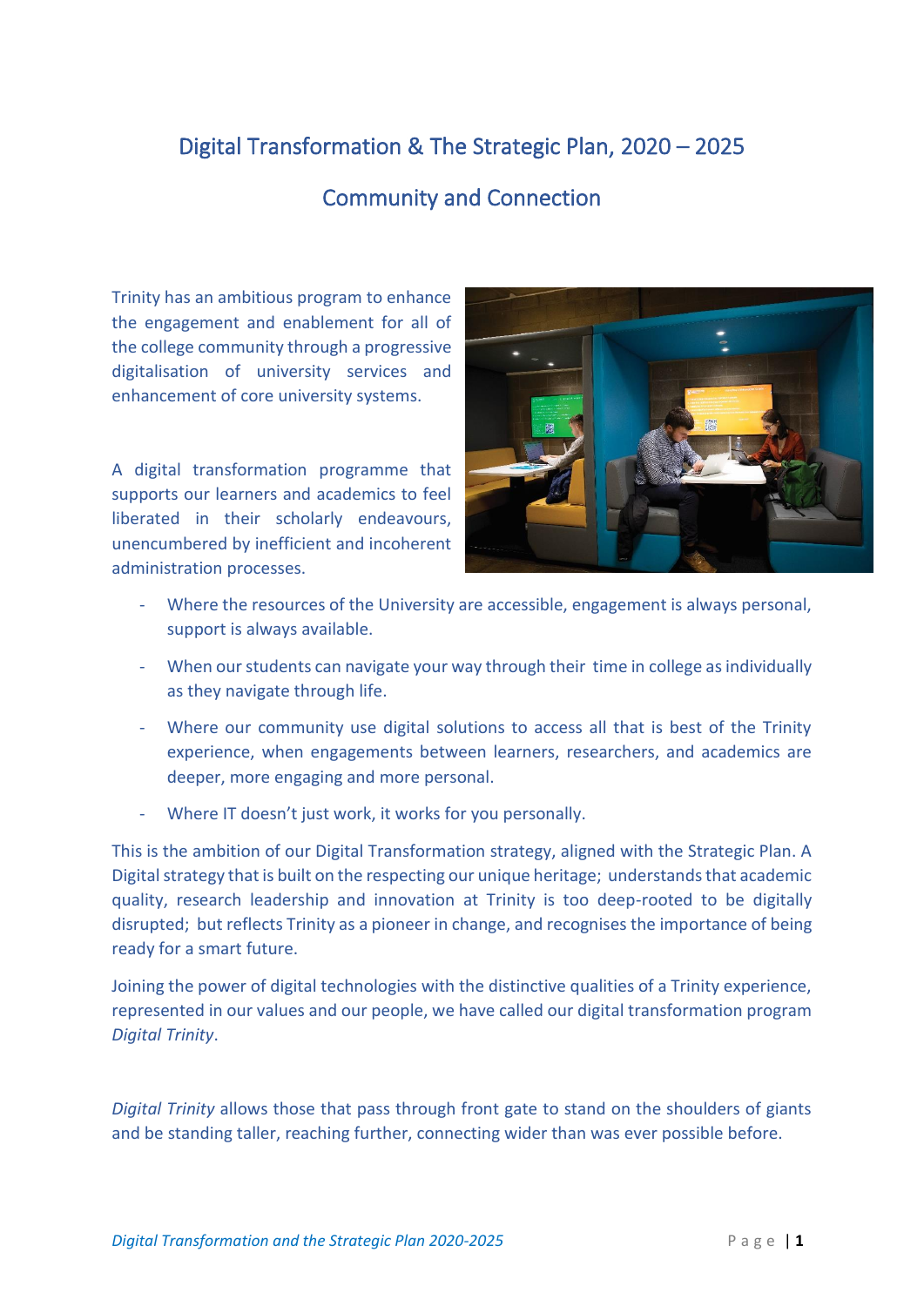# Digital Transformation & The Strategic Plan, 2020 – 2025

## Community and Connection

Trinity has an ambitious program to enhance the engagement and enablement for all of the college community through a progressive digitalisation of university services and enhancement of core university systems.

A digital transformation programme that supports our learners and academics to feel liberated in their scholarly endeavours, unencumbered by inefficient and incoherent administration processes.

- Where the resources of the University are accessible, engagement is always personal, support is always available.
- When our students can navigate your way through their time in college as individually as they navigate through life.
- Where our community use digital solutions to access all that is best of the Trinity experience, when engagements between learners, researchers, and academics are deeper, more engaging and more personal.
- Where IT doesn't just work, it works for you personally.

This is the ambition of our Digital Transformation strategy, aligned with the Strategic Plan. A Digital strategy that is built on the respecting our unique heritage; understands that academic quality, research leadership and innovation at Trinity is too deep-rooted to be digitally disrupted; but reflects Trinity as a pioneer in change, and recognises the importance of being ready for a smart future.

Joining the power of digital technologies with the distinctive qualities of a Trinity experience, represented in our values and our people, we have called our digital transformation program *Digital Trinity*.

*Digital Trinity* allows those that pass through front gate to stand on the shoulders of giants and be standing taller, reaching further, connecting wider than was ever possible before.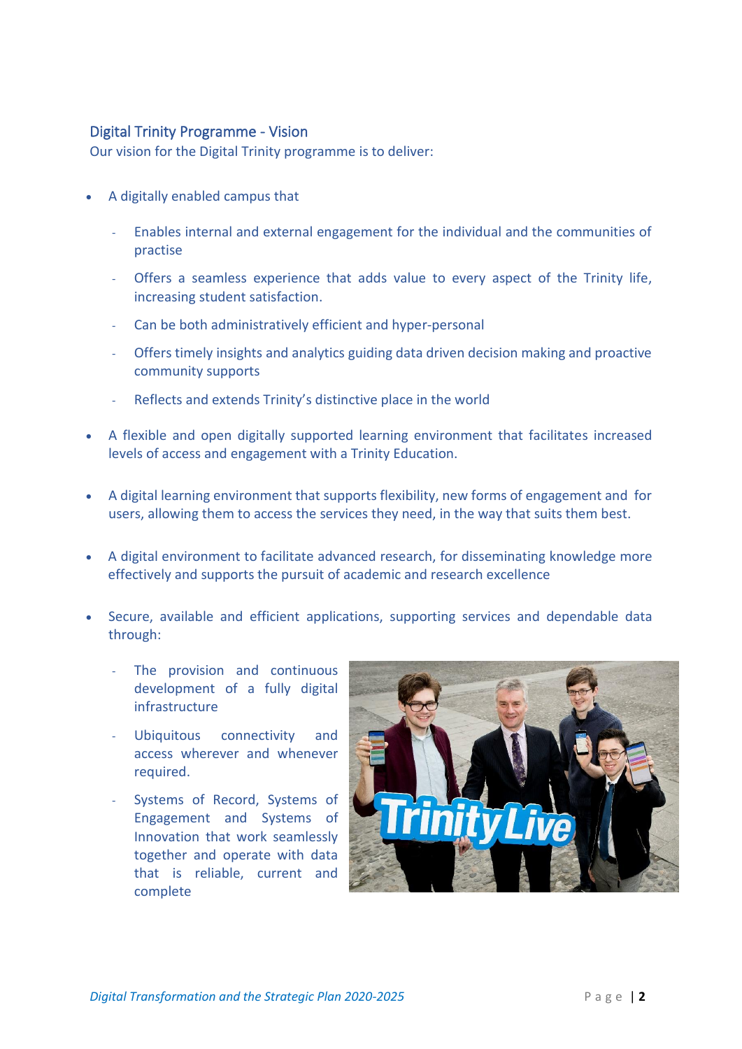## Digital Trinity Programme - Vision

Our vision for the Digital Trinity programme is to deliver:

- A digitally enabled campus that
  - Enables internal and external engagement for the individual and the communities of practise
  - Offers a seamless experience that adds value to every aspect of the Trinity life, increasing student satisfaction.
  - Can be both administratively efficient and hyper-personal
  - Offers timely insights and analytics guiding data driven decision making and proactive community supports
  - Reflects and extends Trinity's distinctive place in the world
- A flexible and open digitally supported learning environment that facilitates increased levels of access and engagement with a Trinity Education.
- A digital learning environment that supports flexibility, new forms of engagement and for users, allowing them to access the services they need, in the way that suits them best.
- A digital environment to facilitate advanced research, for disseminating knowledge more effectively and supports the pursuit of academic and research excellence
- Secure, available and efficient applications, supporting services and dependable data through:
  - The provision and continuous development of a fully digital infrastructure
  - Ubiquitous connectivity and access wherever and whenever required.
  - Systems of Record, Systems of Engagement and Systems of Innovation that work seamlessly together and operate with data that is reliable, current and complete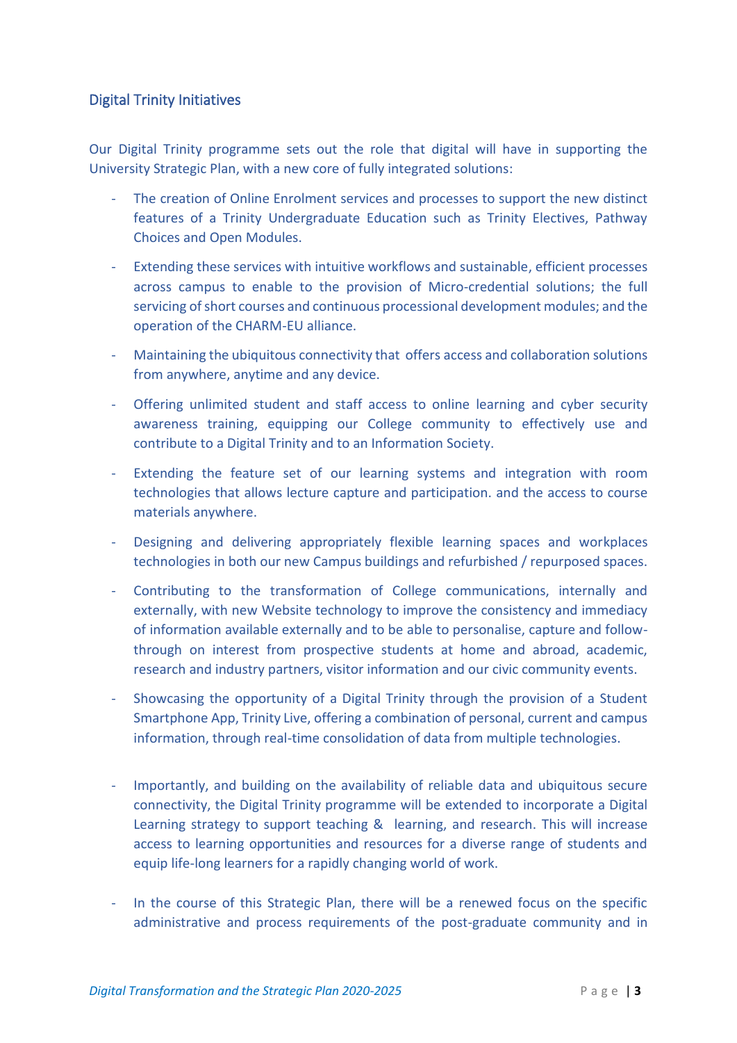## Digital Trinity Initiatives

Our Digital Trinity programme sets out the role that digital will have in supporting the University Strategic Plan, with a new core of fully integrated solutions:

- The creation of Online Enrolment services and processes to support the new distinct features of a Trinity Undergraduate Education such as Trinity Electives, Pathway Choices and Open Modules.
- Extending these services with intuitive workflows and sustainable, efficient processes across campus to enable to the provision of Micro-credential solutions; the full servicing of short courses and continuous processional development modules; and the operation of the CHARM-EU alliance.
- Maintaining the ubiquitous connectivity that offers access and collaboration solutions from anywhere, anytime and any device.
- Offering unlimited student and staff access to online learning and cyber security awareness training, equipping our College community to effectively use and contribute to a Digital Trinity and to an Information Society.
- Extending the feature set of our learning systems and integration with room technologies that allows lecture capture and participation. and the access to course materials anywhere.
- Designing and delivering appropriately flexible learning spaces and workplaces technologies in both our new Campus buildings and refurbished / repurposed spaces.
- Contributing to the transformation of College communications, internally and externally, with new Website technology to improve the consistency and immediacy of information available externally and to be able to personalise, capture and follow-through on interest from prospective students at home and abroad, academic, research and industry partners, visitor information and our civic community events.
- Showcasing the opportunity of a Digital Trinity through the provision of a Student Smartphone App, Trinity Live, offering a combination of personal, current and campus information, through real-time consolidation of data from multiple technologies.
- Importantly, and building on the availability of reliable data and ubiquitous secure connectivity, the Digital Trinity programme will be extended to incorporate a Digital Learning strategy to support teaching & learning, and research. This will increase access to learning opportunities and resources for a diverse range of students and equip life-long learners for a rapidly changing world of work.
- In the course of this Strategic Plan, there will be a renewed focus on the specific administrative and process requirements of the post-graduate community and in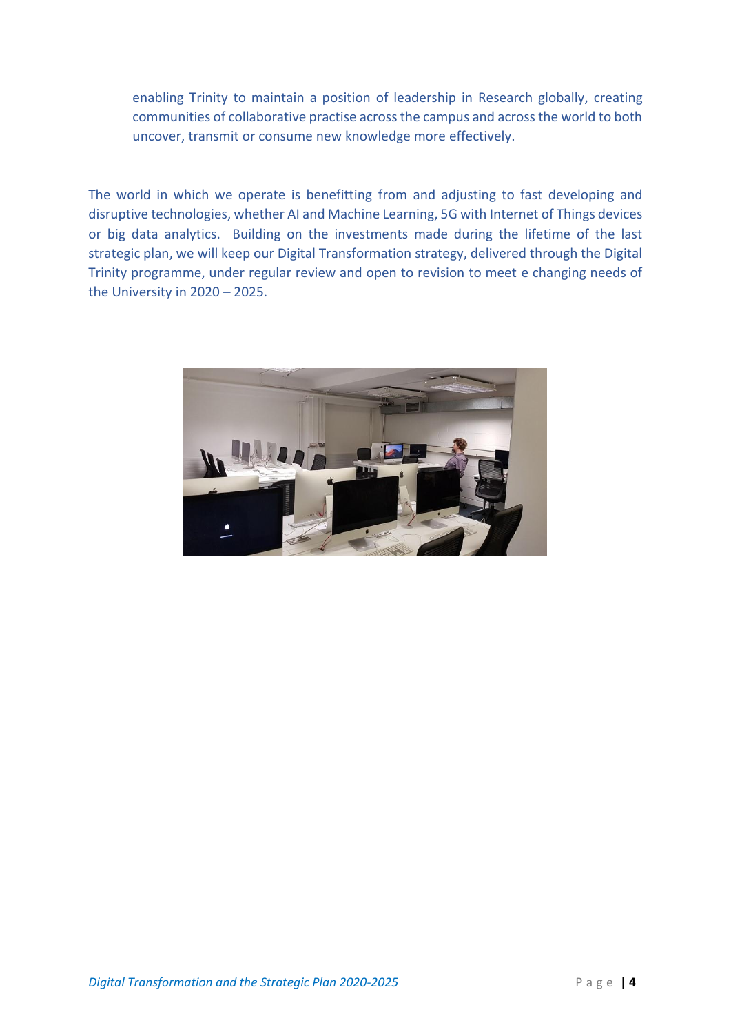enabling Trinity to maintain a position of leadership in Research globally, creating communities of collaborative practise across the campus and across the world to both uncover, transmit or consume new knowledge more effectively.

The world in which we operate is benefitting from and adjusting to fast developing and disruptive technologies, whether AI and Machine Learning, 5G with Internet of Things devices or big data analytics. Building on the investments made during the lifetime of the last strategic plan, we will keep our Digital Transformation strategy, delivered through the Digital Trinity programme, under regular review and open to revision to meet e changing needs of the University in 2020 – 2025.